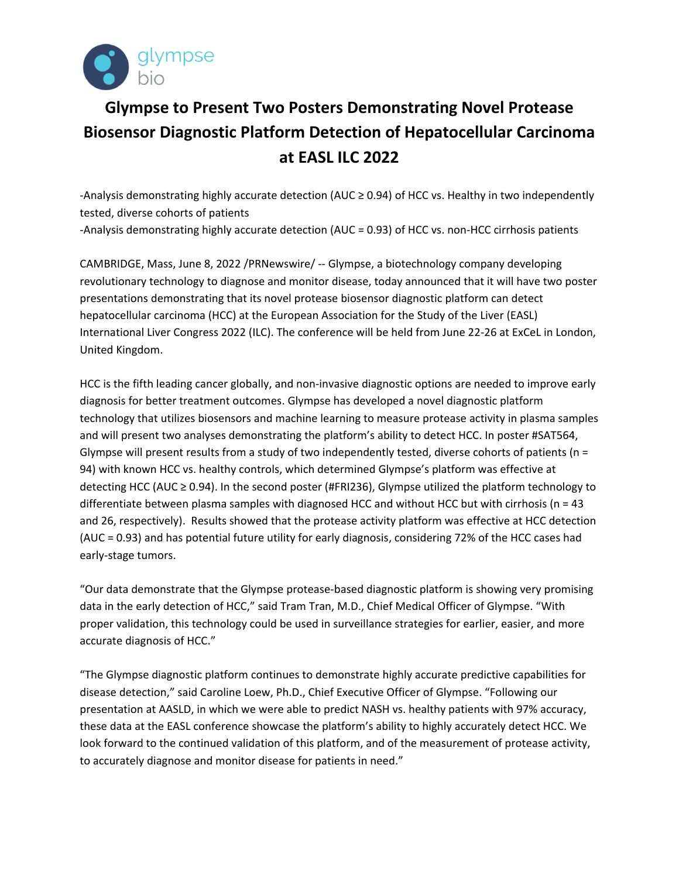# Glympse to Present Two Posters Demonstrating Novel Protease Biosensor Diagnostic Platform Detection of Hepatocellular Carcinoma at EASL ILC 2022

-Analysis demonstrating highly accurate detection (AUC ≥ 0.94) of HCC vs. Healthy in two independently tested, diverse cohorts of patients

-Analysis demonstrating highly accurate detection (AUC = 0.93) of HCC vs. non-HCC cirrhosis patients

CAMBRIDGE, Mass, June 8, 2022 /PRNewswire/ -- Glympse, a biotechnology company developing revolutionary technology to diagnose and monitor disease, today announced that it will have two poster presentations demonstrating that its novel protease biosensor diagnostic platform can detect hepatocellular carcinoma (HCC) at the European Association for the Study of the Liver (EASL) International Liver Congress 2022 (ILC). The conference will be held from June 22-26 at ExCeL in London, United Kingdom.

HCC is the fifth leading cancer globally, and non-invasive diagnostic options are needed to improve early diagnosis for better treatment outcomes. Glympse has developed a novel diagnostic platform technology that utilizes biosensors and machine learning to measure protease activity in plasma samples and will present two analyses demonstrating the platform's ability to detect HCC. In poster #SAT564, Glympse will present results from a study of two independently tested, diverse cohorts of patients (n = 94) with known HCC vs. healthy controls, which determined Glympse's platform was effective at detecting HCC (AUC ≥ 0.94). In the second poster (#FRI236), Glympse utilized the platform technology to differentiate between plasma samples with diagnosed HCC and without HCC but with cirrhosis (n = 43 and 26, respectively). Results showed that the protease activity platform was effective at HCC detection (AUC = 0.93) and has potential future utility for early diagnosis, considering 72% of the HCC cases had early-stage tumors.

"Our data demonstrate that the Glympse protease-based diagnostic platform is showing very promising data in the early detection of HCC," said Tram Tran, M.D., Chief Medical Officer of Glympse. "With proper validation, this technology could be used in surveillance strategies for earlier, easier, and more accurate diagnosis of HCC."

"The Glympse diagnostic platform continues to demonstrate highly accurate predictive capabilities for disease detection," said Caroline Loew, Ph.D., Chief Executive Officer of Glympse. "Following our presentation at AASLD, in which we were able to predict NASH vs. healthy patients with 97% accuracy, these data at the EASL conference showcase the platform's ability to highly accurately detect HCC. We look forward to the continued validation of this platform, and of the measurement of protease activity, to accurately diagnose and monitor disease for patients in need."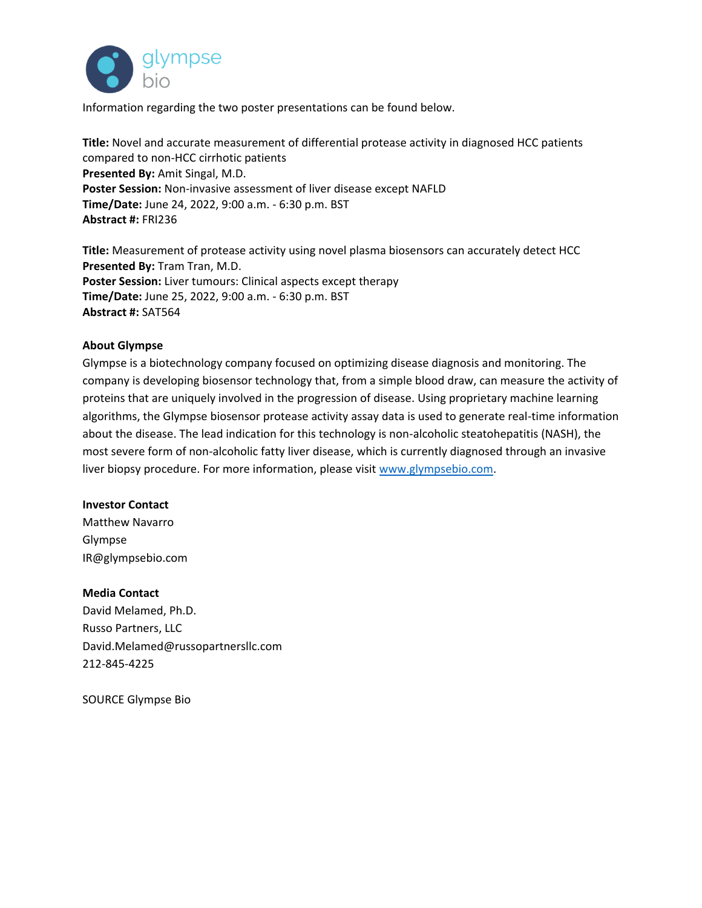Information regarding the two poster presentations can be found below.

**Title:** Novel and accurate measurement of differential protease activity in diagnosed HCC patients compared to non-HCC cirrhotic patients
**Presented By:** Amit Singal, M.D.
**Poster Session:** Non-invasive assessment of liver disease except NAFLD
**Time/Date:** June 24, 2022, 9:00 a.m. - 6:30 p.m. BST
**Abstract #:** FRI236

**Title:** Measurement of protease activity using novel plasma biosensors can accurately detect HCC
**Presented By:** Tram Tran, M.D.
**Poster Session:** Liver tumours: Clinical aspects except therapy
**Time/Date:** June 25, 2022, 9:00 a.m. - 6:30 p.m. BST
**Abstract #:** SAT564

**About Glympse**

Glympse is a biotechnology company focused on optimizing disease diagnosis and monitoring. The company is developing biosensor technology that, from a simple blood draw, can measure the activity of proteins that are uniquely involved in the progression of disease. Using proprietary machine learning algorithms, the Glympse biosensor protease activity assay data is used to generate real-time information about the disease. The lead indication for this technology is non-alcoholic steatohepatitis (NASH), the most severe form of non-alcoholic fatty liver disease, which is currently diagnosed through an invasive liver biopsy procedure. For more information, please visit [www.glympsebio.com](www.glympsebio.com).

**Investor Contact**
Matthew Navarro
Glympse
IR@glympsebio.com

**Media Contact**
David Melamed, Ph.D.
Russo Partners, LLC
David.Melamed@russopartnersllc.com
212-845-4225

SOURCE Glympse Bio